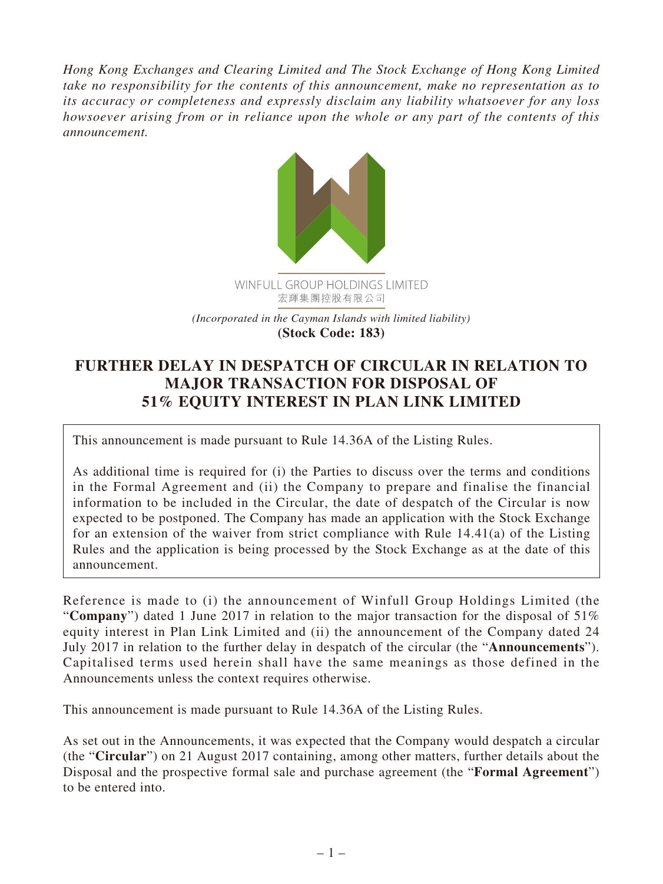*Hong Kong Exchanges and Clearing Limited and The Stock Exchange of Hong Kong Limited take no responsibility for the contents of this announcement, make no representation as to its accuracy or completeness and expressly disclaim any liability whatsoever for any loss howsoever arising from or in reliance upon the whole or any part of the contents of this announcement.*

WINFULL GROUP HOLDINGS LIMITED
宏輝集團控股有限公司

*(Incorporated in the Cayman Islands with limited liability)*
**(Stock Code: 183)**

# FURTHER DELAY IN DESPATCH OF CIRCULAR IN RELATION TO MAJOR TRANSACTION FOR DISPOSAL OF 51% EQUITY INTEREST IN PLAN LINK LIMITED

This announcement is made pursuant to Rule 14.36A of the Listing Rules.

As additional time is required for (i) the Parties to discuss over the terms and conditions in the Formal Agreement and (ii) the Company to prepare and finalise the financial information to be included in the Circular, the date of despatch of the Circular is now expected to be postponed. The Company has made an application with the Stock Exchange for an extension of the waiver from strict compliance with Rule 14.41(a) of the Listing Rules and the application is being processed by the Stock Exchange as at the date of this announcement.

Reference is made to (i) the announcement of Winfull Group Holdings Limited (the "**Company**") dated 1 June 2017 in relation to the major transaction for the disposal of 51% equity interest in Plan Link Limited and (ii) the announcement of the Company dated 24 July 2017 in relation to the further delay in despatch of the circular (the "**Announcements**"). Capitalised terms used herein shall have the same meanings as those defined in the Announcements unless the context requires otherwise.

This announcement is made pursuant to Rule 14.36A of the Listing Rules.

As set out in the Announcements, it was expected that the Company would despatch a circular (the "**Circular**") on 21 August 2017 containing, among other matters, further details about the Disposal and the prospective formal sale and purchase agreement (the "**Formal Agreement**") to be entered into.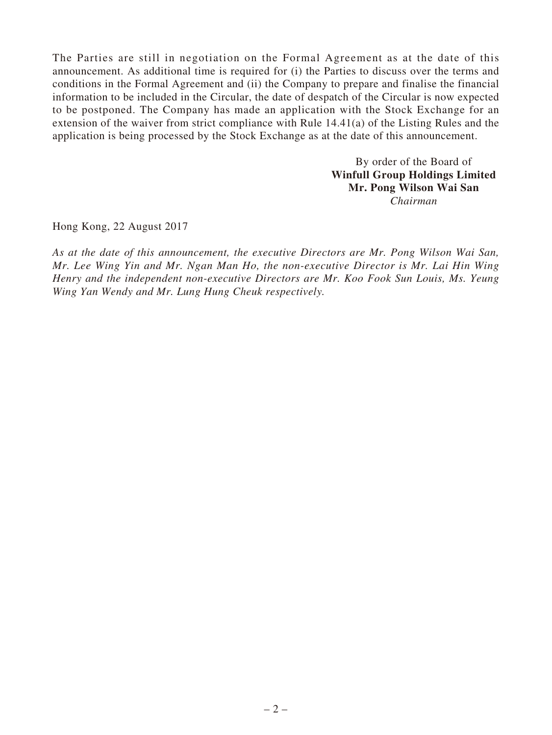The Parties are still in negotiation on the Formal Agreement as at the date of this announcement. As additional time is required for (i) the Parties to discuss over the terms and conditions in the Formal Agreement and (ii) the Company to prepare and finalise the financial information to be included in the Circular, the date of despatch of the Circular is now expected to be postponed. The Company has made an application with the Stock Exchange for an extension of the waiver from strict compliance with Rule 14.41(a) of the Listing Rules and the application is being processed by the Stock Exchange as at the date of this announcement.

By order of the Board of
**Winfull Group Holdings Limited**
**Mr. Pong Wilson Wai San**
*Chairman*

Hong Kong, 22 August 2017

*As at the date of this announcement, the executive Directors are Mr. Pong Wilson Wai San, Mr. Lee Wing Yin and Mr. Ngan Man Ho, the non-executive Director is Mr. Lai Hin Wing Henry and the independent non-executive Directors are Mr. Koo Fook Sun Louis, Ms. Yeung Wing Yan Wendy and Mr. Lung Hung Cheuk respectively.*